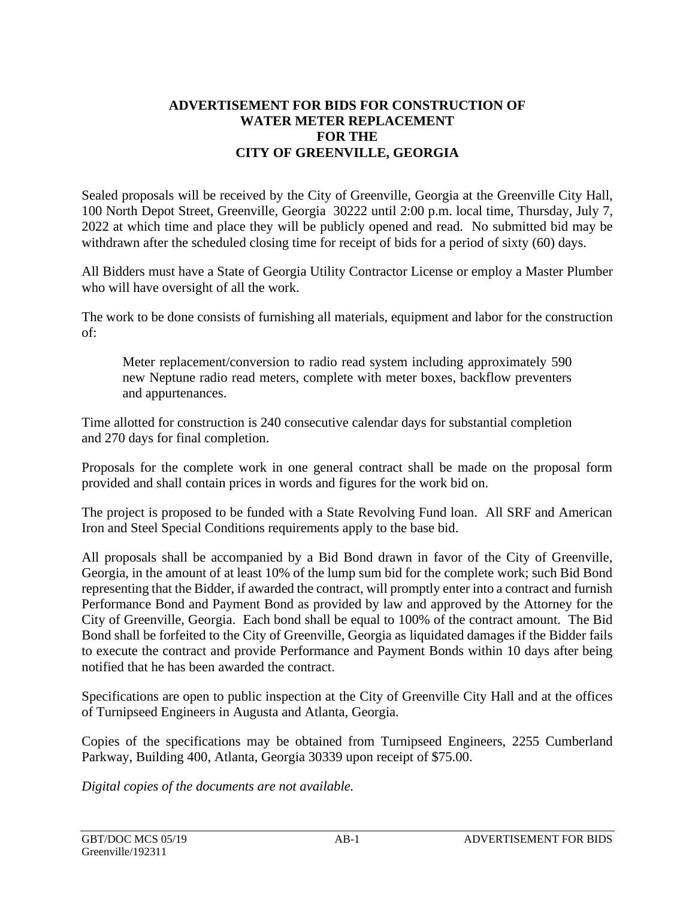# ADVERTISEMENT FOR BIDS FOR CONSTRUCTION OF WATER METER REPLACEMENT FOR THE CITY OF GREENVILLE, GEORGIA

Sealed proposals will be received by the City of Greenville, Georgia at the Greenville City Hall, 100 North Depot Street, Greenville, Georgia 30222 until 2:00 p.m. local time, Thursday, July 7, 2022 at which time and place they will be publicly opened and read. No submitted bid may be withdrawn after the scheduled closing time for receipt of bids for a period of sixty (60) days.

All Bidders must have a State of Georgia Utility Contractor License or employ a Master Plumber who will have oversight of all the work.

The work to be done consists of furnishing all materials, equipment and labor for the construction of:

> Meter replacement/conversion to radio read system including approximately 590 new Neptune radio read meters, complete with meter boxes, backflow preventers and appurtenances.

Time allotted for construction is 240 consecutive calendar days for substantial completion and 270 days for final completion.

Proposals for the complete work in one general contract shall be made on the proposal form provided and shall contain prices in words and figures for the work bid on.

The project is proposed to be funded with a State Revolving Fund loan. All SRF and American Iron and Steel Special Conditions requirements apply to the base bid.

All proposals shall be accompanied by a Bid Bond drawn in favor of the City of Greenville, Georgia, in the amount of at least 10% of the lump sum bid for the complete work; such Bid Bond representing that the Bidder, if awarded the contract, will promptly enter into a contract and furnish Performance Bond and Payment Bond as provided by law and approved by the Attorney for the City of Greenville, Georgia. Each bond shall be equal to 100% of the contract amount. The Bid Bond shall be forfeited to the City of Greenville, Georgia as liquidated damages if the Bidder fails to execute the contract and provide Performance and Payment Bonds within 10 days after being notified that he has been awarded the contract.

Specifications are open to public inspection at the City of Greenville City Hall and at the offices of Turnipseed Engineers in Augusta and Atlanta, Georgia.

Copies of the specifications may be obtained from Turnipseed Engineers, 2255 Cumberland Parkway, Building 400, Atlanta, Georgia 30339 upon receipt of $75.00.

*Digital copies of the documents are not available.*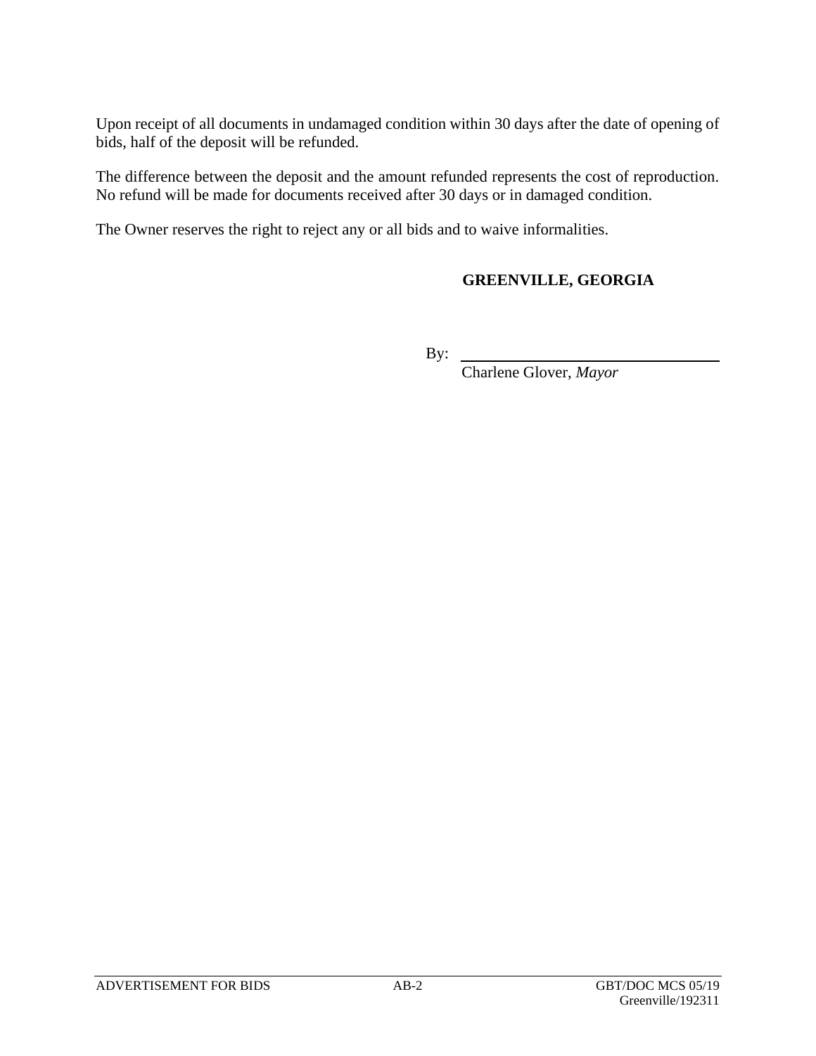Upon receipt of all documents in undamaged condition within 30 days after the date of opening of bids, half of the deposit will be refunded.

The difference between the deposit and the amount refunded represents the cost of reproduction. No refund will be made for documents received after 30 days or in damaged condition.

The Owner reserves the right to reject any or all bids and to waive informalities.

**GREENVILLE, GEORGIA**

By: ______________________________

Charlene Glover, *Mayor*